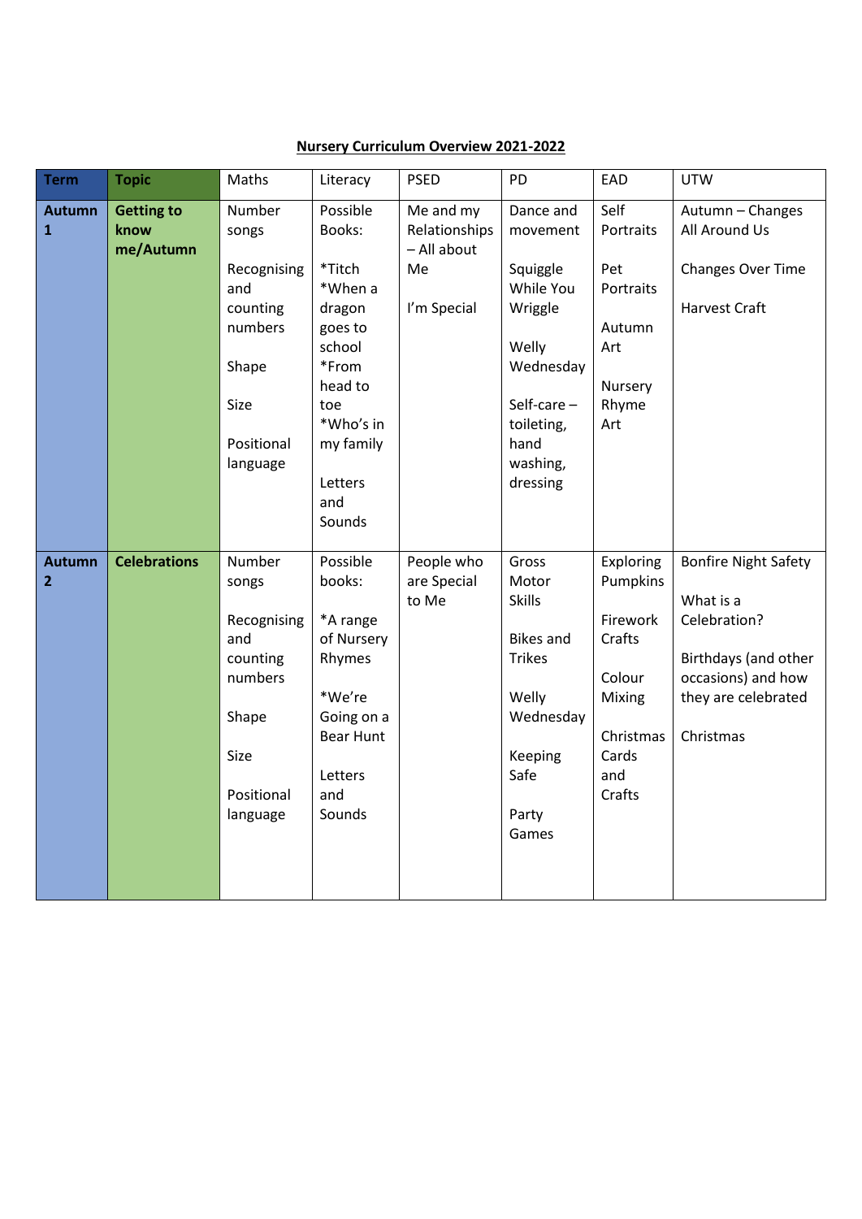**Nursery Curriculum Overview 2021-2022**

| Term | Topic | Maths | Literacy | PSED | PD | EAD | UTW |
|---|---|---|---|---|---|---|---|
| **Autumn 1** | **Getting to know me/Autumn** | Number songs<br><br>Recognising and counting numbers<br><br>Shape<br><br>Size<br><br>Positional language | Possible Books:<br><br>*Titch<br>*When a dragon goes to school<br>*From head to toe<br>*Who's in my family<br><br>Letters and Sounds | Me and my Relationships – All about Me<br><br>I'm Special | Dance and movement<br><br>Squiggle While You Wriggle<br><br>Welly Wednesday<br><br>Self-care – toileting, hand washing, dressing | Self Portraits<br><br>Pet Portraits<br><br>Autumn Art<br><br>Nursery Rhyme Art | Autumn – Changes All Around Us<br><br>Changes Over Time<br><br>Harvest Craft |
| **Autumn 2** | **Celebrations** | Number songs<br><br>Recognising and counting numbers<br><br>Shape<br><br>Size<br><br>Positional language | Possible books:<br><br>*A range of Nursery Rhymes<br><br>*We're Going on a Bear Hunt<br><br>Letters and Sounds | People who are Special to Me | Gross Motor Skills<br><br>Bikes and Trikes<br><br>Welly Wednesday<br><br>Keeping Safe<br><br>Party Games | Exploring Pumpkins<br><br>Firework Crafts<br><br>Colour Mixing<br><br>Christmas Cards and Crafts | Bonfire Night Safety<br><br>What is a Celebration?<br><br>Birthdays (and other occasions) and how they are celebrated<br><br>Christmas |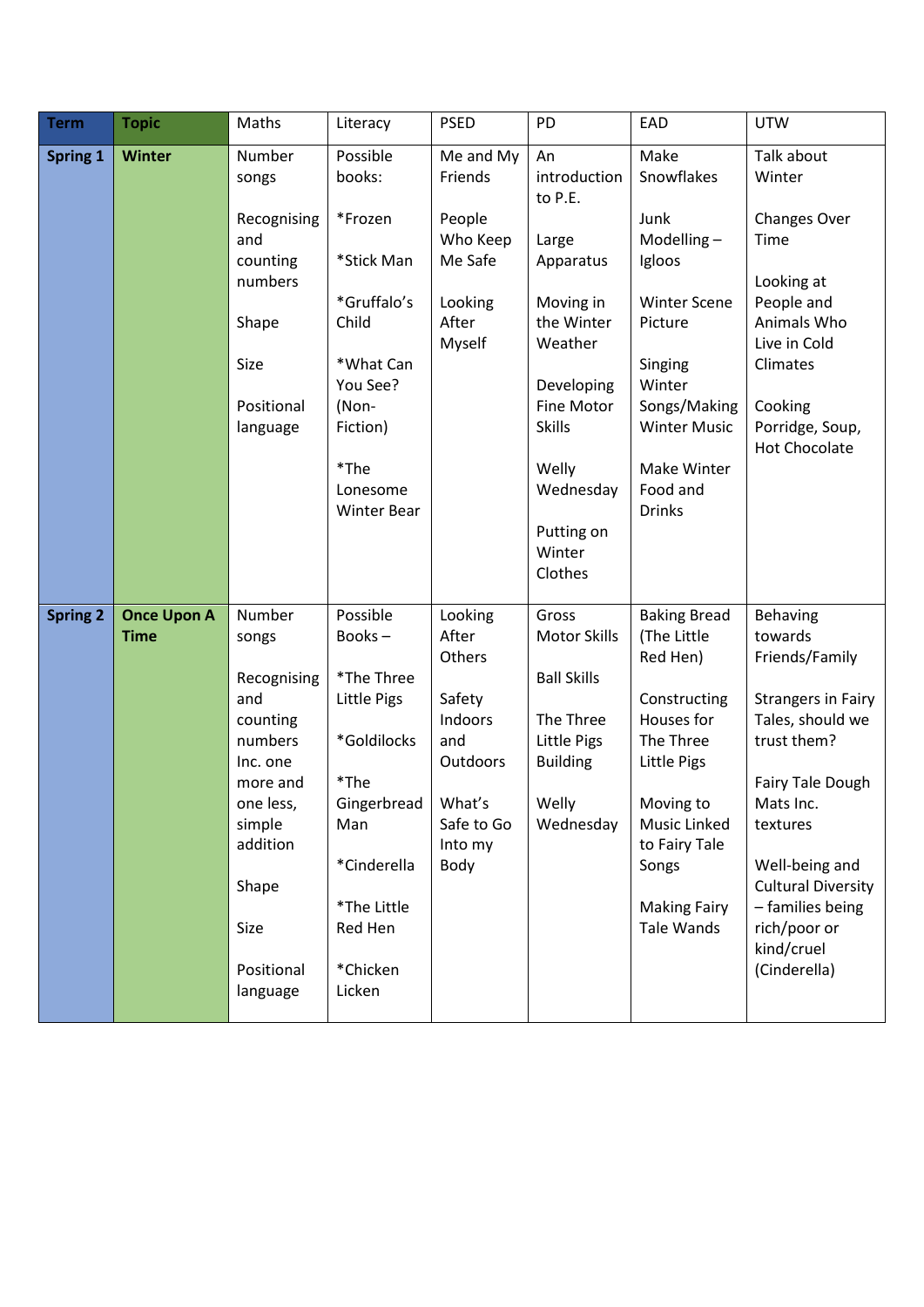| Term | Topic | Maths | Literacy | PSED | PD | EAD | UTW |
| --- | --- | --- | --- | --- | --- | --- | --- |
| **Spring 1** | **Winter** | Number songs<br><br>Recognising and counting numbers<br><br>Shape<br><br>Size<br><br>Positional language | Possible books:<br><br>*Frozen<br><br>*Stick Man<br><br>*Gruffalo's Child<br><br>*What Can You See? (Non-Fiction)<br><br>*The Lonesome Winter Bear | Me and My Friends<br><br>People Who Keep Me Safe<br><br>Looking After Myself | An introduction to P.E.<br><br>Large Apparatus<br><br>Moving in the Winter Weather<br><br>Developing Fine Motor Skills<br><br>Welly Wednesday<br><br>Putting on Winter Clothes | Make Snowflakes<br><br>Junk Modelling – Igloos<br><br>Winter Scene Picture<br><br>Singing Winter Songs/Making Winter Music<br><br>Make Winter Food and Drinks | Talk about Winter<br><br>Changes Over Time<br><br>Looking at People and Animals Who Live in Cold Climates<br><br>Cooking Porridge, Soup, Hot Chocolate |
| **Spring 2** | **Once Upon A Time** | Number songs<br><br>Recognising and counting numbers Inc. one more and one less, simple addition<br><br>Shape<br><br>Size<br><br>Positional language | Possible Books –<br><br>*The Three Little Pigs<br><br>*Goldilocks<br><br>*The Gingerbread Man<br><br>*Cinderella<br><br>*The Little Red Hen<br><br>*Chicken Licken | Looking After Others<br><br>Safety Indoors and Outdoors<br><br>What's Safe to Go Into my Body | Gross Motor Skills<br><br>Ball Skills<br><br>The Three Little Pigs Building<br><br>Welly Wednesday | Baking Bread (The Little Red Hen)<br><br>Constructing Houses for The Three Little Pigs<br><br>Moving to Music Linked to Fairy Tale Songs<br><br>Making Fairy Tale Wands | Behaving towards Friends/Family<br><br>Strangers in Fairy Tales, should we trust them?<br><br>Fairy Tale Dough Mats Inc. textures<br><br>Well-being and Cultural Diversity – families being rich/poor or kind/cruel (Cinderella) |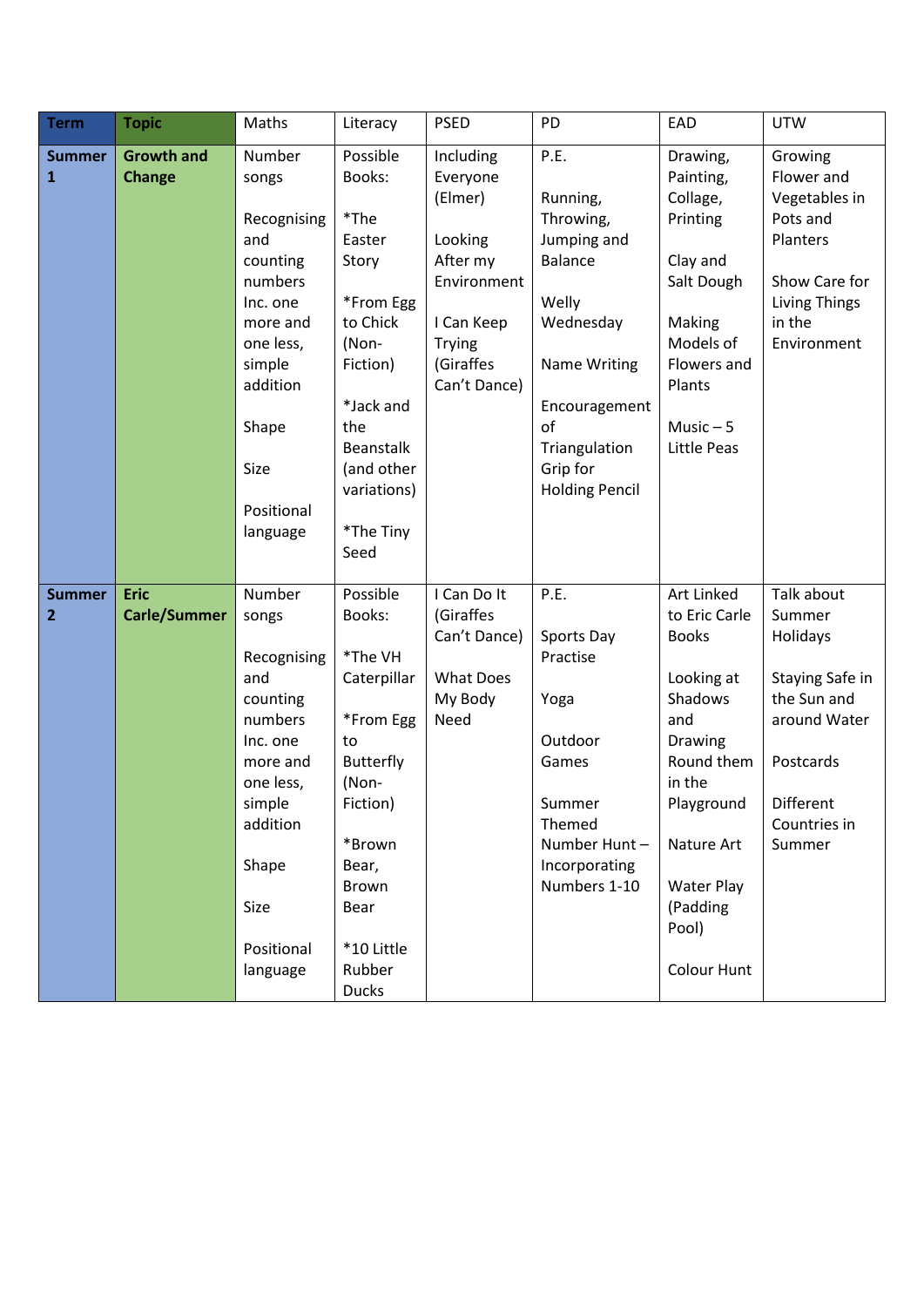| Term | Topic | Maths | Literacy | PSED | PD | EAD | UTW |
|---|---|---|---|---|---|---|---|
| **Summer 1** | **Growth and Change** | Number songs<br><br>Recognising and counting numbers Inc. one more and one less, simple addition<br><br>Shape<br><br>Size<br><br>Positional language | Possible Books:<br><br>*The Easter Story<br><br>*From Egg to Chick (Non-Fiction)<br><br>*Jack and the Beanstalk (and other variations)<br><br>*The Tiny Seed | Including Everyone (Elmer)<br><br>Looking After my Environment<br><br>I Can Keep Trying (Giraffes Can't Dance) | P.E.<br><br>Running, Throwing, Jumping and Balance<br><br>Welly Wednesday<br><br>Name Writing<br><br>Encouragement of Triangulation Grip for Holding Pencil | Drawing, Painting, Collage, Printing<br><br>Clay and Salt Dough<br><br>Making Models of Flowers and Plants<br><br>Music – 5 Little Peas | Growing Flower and Vegetables in Pots and Planters<br><br>Show Care for Living Things in the Environment |
| **Summer 2** | **Eric Carle/Summer** | Number songs<br><br>Recognising and counting numbers Inc. one more and one less, simple addition<br><br>Shape<br><br>Size<br><br>Positional language | Possible Books:<br><br>*The VH Caterpillar<br><br>*From Egg to Butterfly (Non-Fiction)<br><br>*Brown Bear, Brown Bear<br><br>*10 Little Rubber Ducks | I Can Do It (Giraffes Can't Dance)<br><br>What Does My Body Need | P.E.<br><br>Sports Day Practise<br><br>Yoga<br><br>Outdoor Games<br><br>Summer Themed Number Hunt – Incorporating Numbers 1-10 | Art Linked to Eric Carle Books<br><br>Looking at Shadows and Drawing Round them in the Playground<br><br>Nature Art<br><br>Water Play (Padding Pool)<br><br>Colour Hunt | Talk about Summer Holidays<br><br>Staying Safe in the Sun and around Water<br><br>Postcards<br><br>Different Countries in Summer |